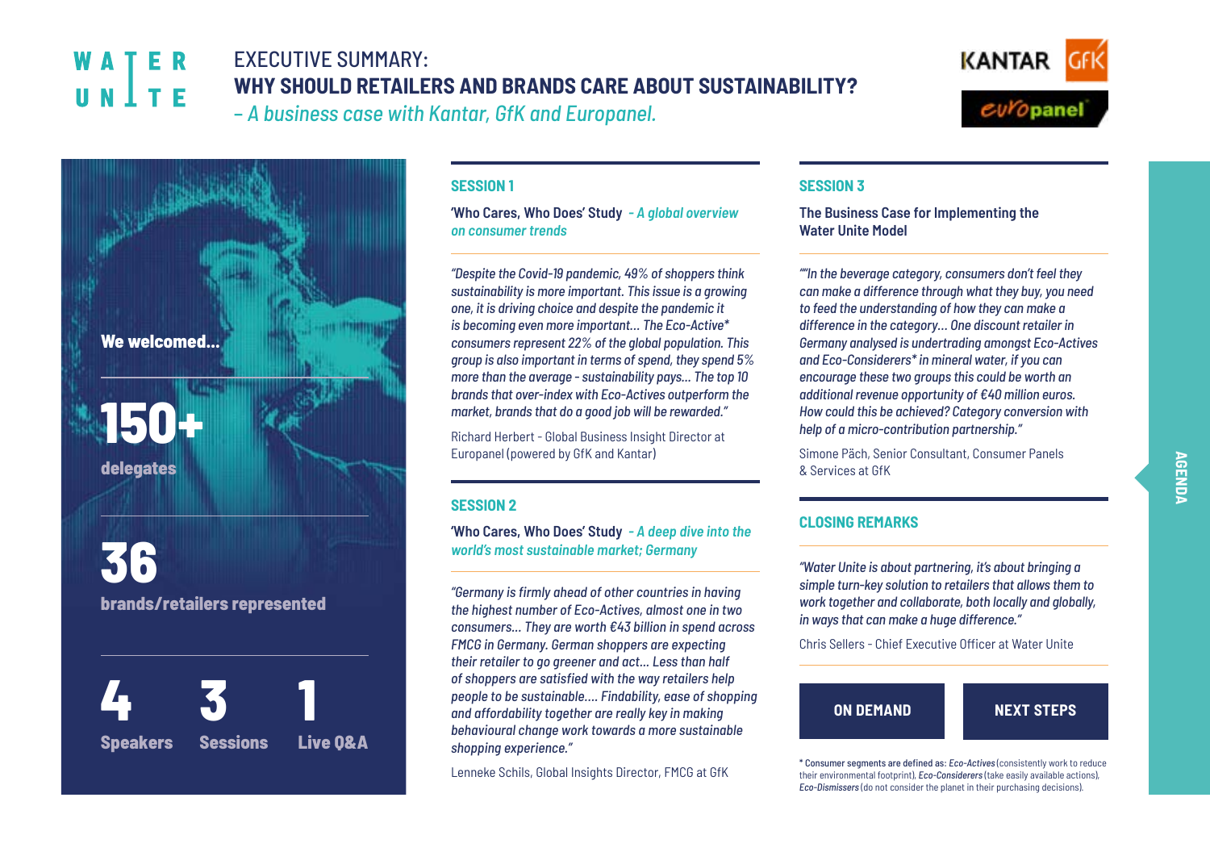WATER UNITE

# EXECUTIVE SUMMARY:
## WHY SHOULD RETAILERS AND BRANDS CARE ABOUT SUSTAINABILITY?
*– A business case with Kantar, GfK and Europanel.*

KANTAR GfK europanel

**We welcomed...**

**150+** delegates

**36** brands/retailers represented

**4** Speakers

**3** Sessions

**1** Live Q&A

### SESSION 1

**'Who Cares, Who Does' Study** *- A global overview on consumer trends*

*"Despite the Covid-19 pandemic, 49% of shoppers think sustainability is more important. This issue is a growing one, it is driving choice and despite the pandemic it is becoming even more important... The Eco-Active* consumers represent 22% of the global population. This group is also important in terms of spend, they spend 5% more than the average - sustainability pays... The top 10 brands that over-index with Eco-Actives outperform the market, brands that do a good job will be rewarded."*

Richard Herbert - Global Business Insight Director at Europanel (powered by GfK and Kantar)

### SESSION 2

**'Who Cares, Who Does' Study** *- A deep dive into the world's most sustainable market; Germany*

*"Germany is firmly ahead of other countries in having the highest number of Eco-Actives, almost one in two consumers... They are worth €43 billion in spend across FMCG in Germany. German shoppers are expecting their retailer to go greener and act... Less than half of shoppers are satisfied with the way retailers help people to be sustainable.... Findability, ease of shopping and affordability together are really key in making behavioural change work towards a more sustainable shopping experience."*

Lenneke Schils, Global Insights Director, FMCG at GfK

### SESSION 3

**The Business Case for Implementing the Water Unite Model**

*""In the beverage category, consumers don't feel they can make a difference through what they buy, you need to feed the understanding of how they can make a difference in the category... One discount retailer in Germany analysed is undertrading amongst Eco-Actives and Eco-Considerers* in mineral water, if you can encourage these two groups this could be worth an additional revenue opportunity of €40 million euros. How could this be achieved? Category conversion with help of a micro-contribution partnership."*

Simone Päch, Senior Consultant, Consumer Panels & Services at GfK

### CLOSING REMARKS

*"Water Unite is about partnering, it's about bringing a simple turn-key solution to retailers that allows them to work together and collaborate, both locally and globally, in ways that can make a huge difference."*

Chris Sellers - Chief Executive Officer at Water Unite

**ON DEMAND** | **NEXT STEPS**

**AGENDA**

\* Consumer segments are defined as: *Eco-Actives* (consistently work to reduce their environmental footprint), *Eco-Considerers* (take easily available actions), *Eco-Dismissers* (do not consider the planet in their purchasing decisions).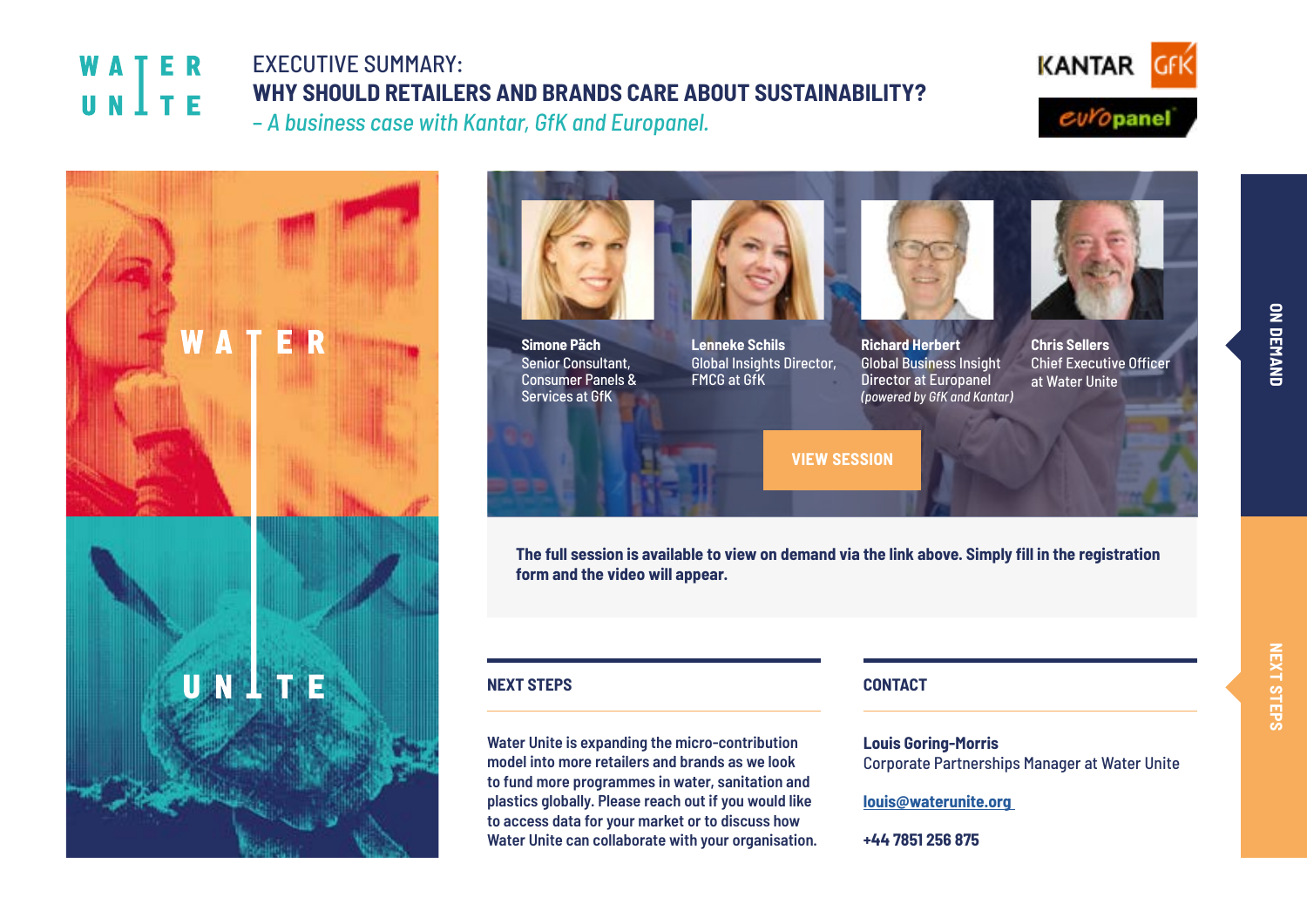# EXECUTIVE SUMMARY:

## WHY SHOULD RETAILERS AND BRANDS CARE ABOUT SUSTAINABILITY?

*– A business case with Kantar, GfK and Europanel.*

**Simone Päch**
Senior Consultant, Consumer Panels & Services at GfK

**Lenneke Schils**
Global Insights Director, FMCG at GfK

**Richard Herbert**
Global Business Insight Director at Europanel
*(powered by GfK and Kantar)*

**Chris Sellers**
Chief Executive Officer at Water Unite

VIEW SESSION

**The full session is available to view on demand via the link above. Simply fill in the registration form and the video will appear.**

### NEXT STEPS

Water Unite is expanding the micro-contribution model into more retailers and brands as we look to fund more programmes in water, sanitation and plastics globally. Please reach out if you would like to access data for your market or to discuss how Water Unite can collaborate with your organisation.

### CONTACT

**Louis Goring-Morris**
Corporate Partnerships Manager at Water Unite

**louis@waterunite.org**

**+44 7851 256 875**